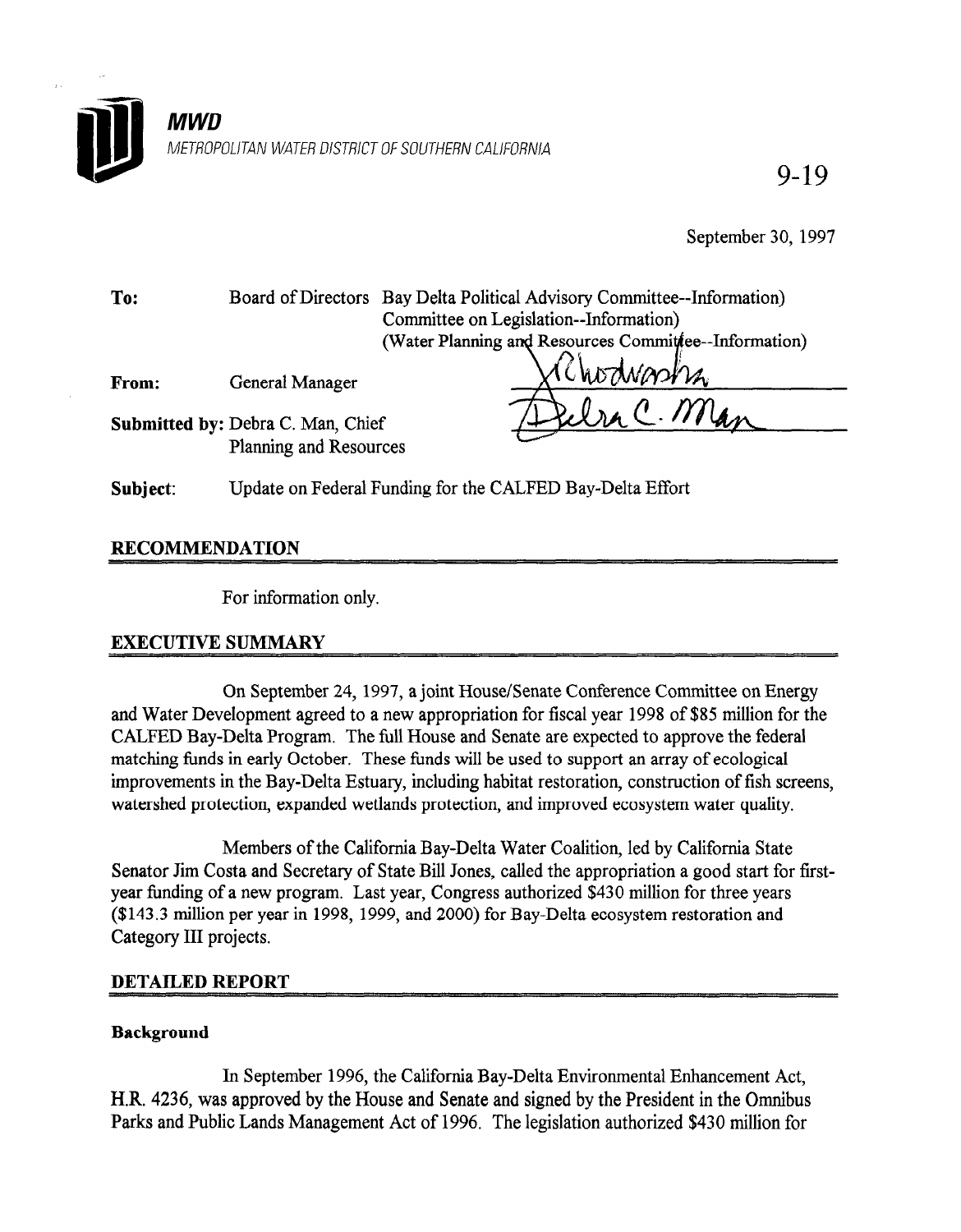**MWD**

METROPOLITAN WATER DISTRICT OF SOUTHERN CALIFORNIA

9-19

September 30, 1997

**To:** Board of Directors Bay Delta Political Advisory Committee--Information)
Committee on Legislation--Information)
(Water Planning and Resources Committee--Information)

**From:** General Manager

**Submitted by:** Debra C. Man, Chief
Planning and Resources

**Subject:** Update on Federal Funding for the CALFED Bay-Delta Effort

## RECOMMENDATION

For information only.

## EXECUTIVE SUMMARY

On September 24, 1997, a joint House/Senate Conference Committee on Energy and Water Development agreed to a new appropriation for fiscal year 1998 of $85 million for the CALFED Bay-Delta Program. The full House and Senate are expected to approve the federal matching funds in early October. These funds will be used to support an array of ecological improvements in the Bay-Delta Estuary, including habitat restoration, construction of fish screens, watershed protection, expanded wetlands protection, and improved ecosystem water quality.

Members of the California Bay-Delta Water Coalition, led by California State Senator Jim Costa and Secretary of State Bill Jones, called the appropriation a good start for first-year funding of a new program. Last year, Congress authorized $430 million for three years ($143.3 million per year in 1998, 1999, and 2000) for Bay-Delta ecosystem restoration and Category III projects.

## DETAILED REPORT

### Background

In September 1996, the California Bay-Delta Environmental Enhancement Act, H.R. 4236, was approved by the House and Senate and signed by the President in the Omnibus Parks and Public Lands Management Act of 1996. The legislation authorized $430 million for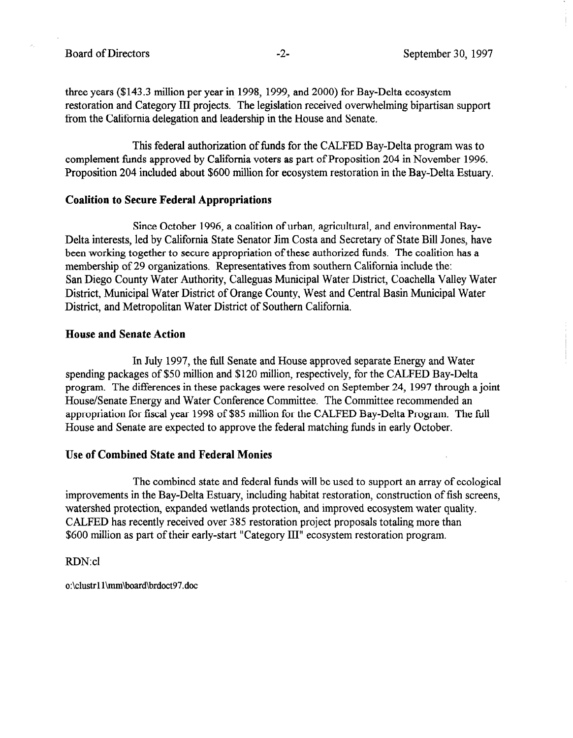three years ($143.3 million per year in 1998, 1999, and 2000) for Bay-Delta ecosystem restoration and Category III projects. The legislation received overwhelming bipartisan support from the California delegation and leadership in the House and Senate.

This federal authorization of funds for the CALFED Bay-Delta program was to complement funds approved by California voters as part of Proposition 204 in November 1996. Proposition 204 included about $600 million for ecosystem restoration in the Bay-Delta Estuary.

## Coalition to Secure Federal Appropriations

Since October 1996, a coalition of urban, agricultural, and environmental Bay-Delta interests, led by California State Senator Jim Costa and Secretary of State Bill Jones, have been working together to secure appropriation of these authorized funds. The coalition has a membership of 29 organizations. Representatives from southern California include the: San Diego County Water Authority, Calleguas Municipal Water District, Coachella Valley Water District, Municipal Water District of Orange County, West and Central Basin Municipal Water District, and Metropolitan Water District of Southern California.

## House and Senate Action

In July 1997, the full Senate and House approved separate Energy and Water spending packages of $50 million and $120 million, respectively, for the CALFED Bay-Delta program. The differences in these packages were resolved on September 24, 1997 through a joint House/Senate Energy and Water Conference Committee. The Committee recommended an appropriation for fiscal year 1998 of $85 million for the CALFED Bay-Delta Program. The full House and Senate are expected to approve the federal matching funds in early October.

## Use of Combined State and Federal Monies

The combined state and federal funds will be used to support an array of ecological improvements in the Bay-Delta Estuary, including habitat restoration, construction of fish screens, watershed protection, expanded wetlands protection, and improved ecosystem water quality. CALFED has recently received over 385 restoration project proposals totaling more than $600 million as part of their early-start "Category III" ecosystem restoration program.

RDN:cl

o:\clustr11\mm\board\brdoct97.doc